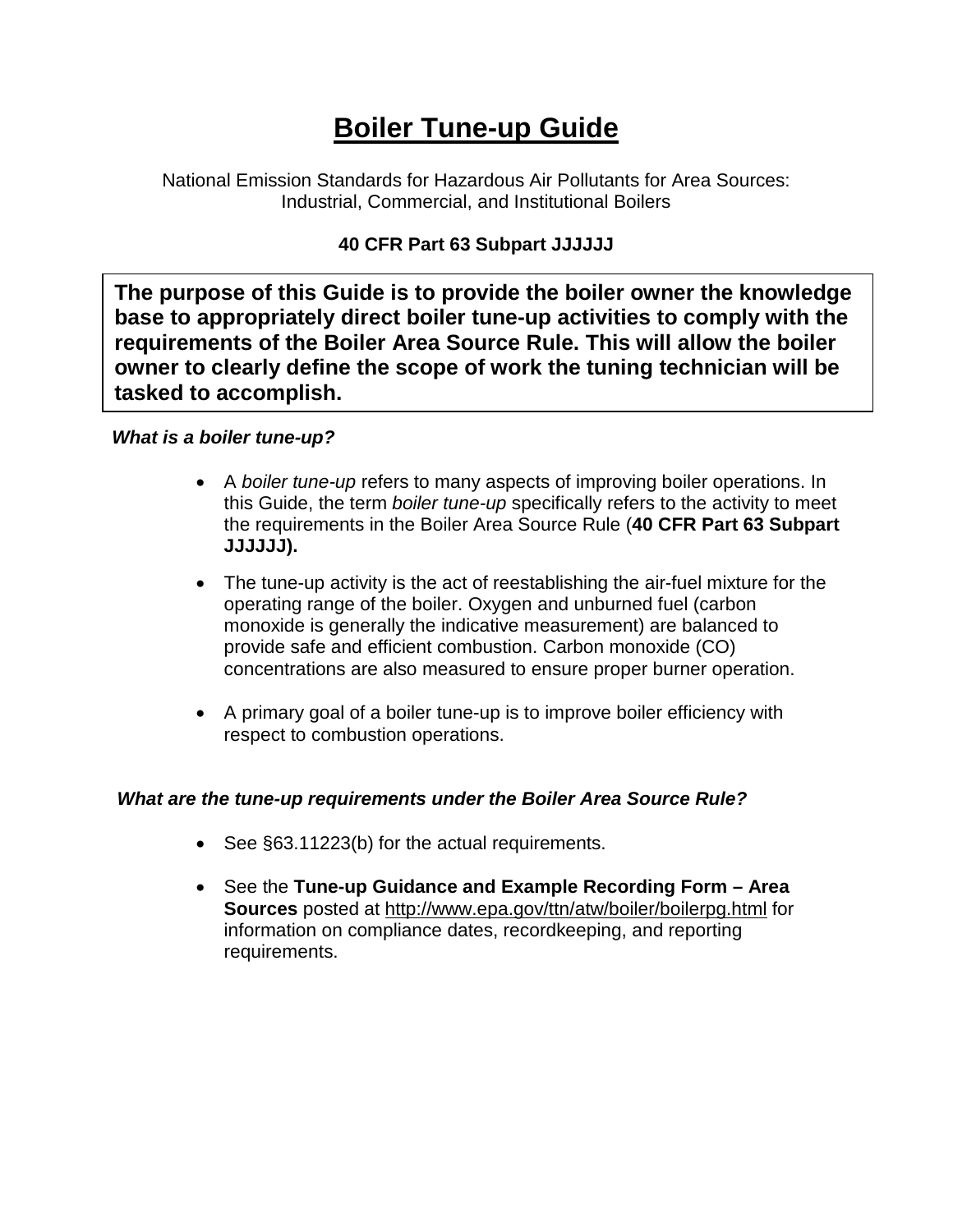# Boiler Tune-up Guide

National Emission Standards for Hazardous Air Pollutants for Area Sources: Industrial, Commercial, and Institutional Boilers

**40 CFR Part 63 Subpart JJJJJJ**

**The purpose of this Guide is to provide the boiler owner the knowledge base to appropriately direct boiler tune-up activities to comply with the requirements of the Boiler Area Source Rule. This will allow the boiler owner to clearly define the scope of work the tuning technician will be tasked to accomplish.**

***What is a boiler tune-up?***

- A *boiler tune-up* refers to many aspects of improving boiler operations. In this Guide, the term *boiler tune-up* specifically refers to the activity to meet the requirements in the Boiler Area Source Rule (**40 CFR Part 63 Subpart JJJJJJ).**
- The tune-up activity is the act of reestablishing the air-fuel mixture for the operating range of the boiler. Oxygen and unburned fuel (carbon monoxide is generally the indicative measurement) are balanced to provide safe and efficient combustion. Carbon monoxide (CO) concentrations are also measured to ensure proper burner operation.
- A primary goal of a boiler tune-up is to improve boiler efficiency with respect to combustion operations.

***What are the tune-up requirements under the Boiler Area Source Rule?***

- See §63.11223(b) for the actual requirements.
- See the **Tune-up Guidance and Example Recording Form – Area Sources** posted at http://www.epa.gov/ttn/atw/boiler/boilerpg.html for information on compliance dates, recordkeeping, and reporting requirements.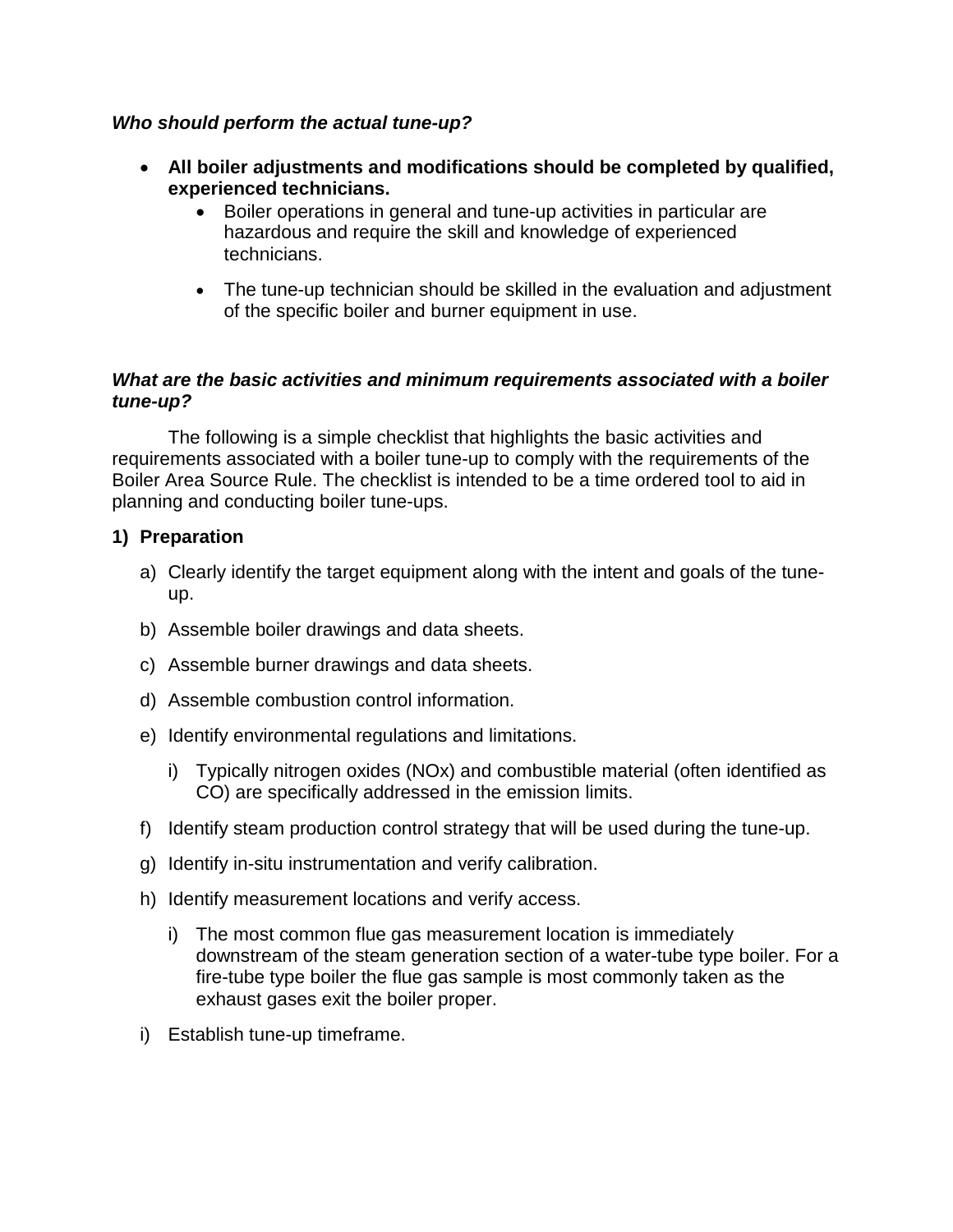***Who should perform the actual tune-up?***

- **All boiler adjustments and modifications should be completed by qualified, experienced technicians.**
  - Boiler operations in general and tune-up activities in particular are hazardous and require the skill and knowledge of experienced technicians.
  - The tune-up technician should be skilled in the evaluation and adjustment of the specific boiler and burner equipment in use.

***What are the basic activities and minimum requirements associated with a boiler tune-up?***

The following is a simple checklist that highlights the basic activities and requirements associated with a boiler tune-up to comply with the requirements of the Boiler Area Source Rule. The checklist is intended to be a time ordered tool to aid in planning and conducting boiler tune-ups.

**1) Preparation**

a) Clearly identify the target equipment along with the intent and goals of the tune-up.

b) Assemble boiler drawings and data sheets.

c) Assemble burner drawings and data sheets.

d) Assemble combustion control information.

e) Identify environmental regulations and limitations.

   i) Typically nitrogen oxides ($NO_x$) and combustible material (often identified as CO) are specifically addressed in the emission limits.

f) Identify steam production control strategy that will be used during the tune-up.

g) Identify in-situ instrumentation and verify calibration.

h) Identify measurement locations and verify access.

   i) The most common flue gas measurement location is immediately downstream of the steam generation section of a water-tube type boiler. For a fire-tube type boiler the flue gas sample is most commonly taken as the exhaust gases exit the boiler proper.

i) Establish tune-up timeframe.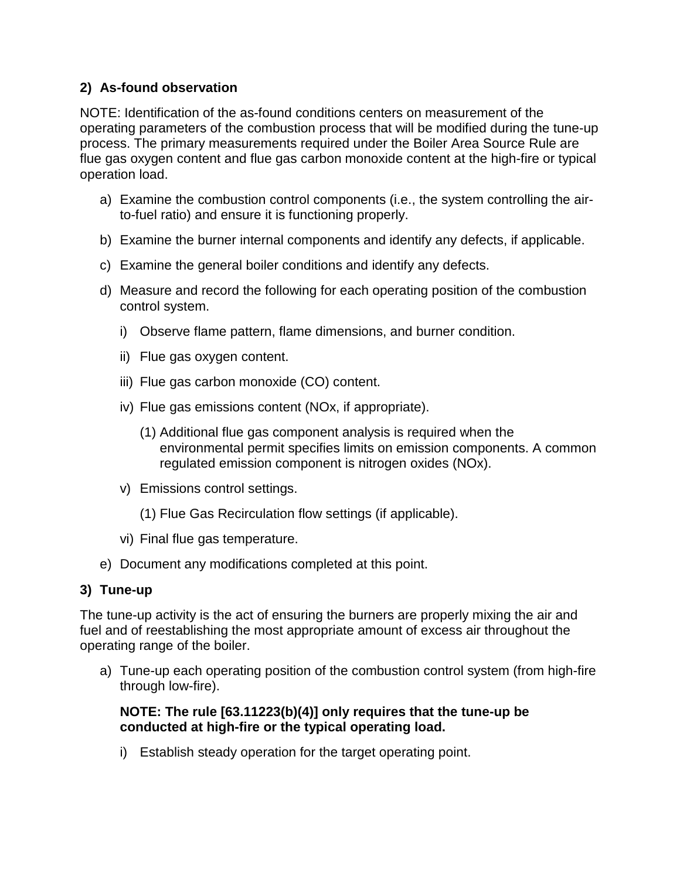**2) As-found observation**

NOTE: Identification of the as-found conditions centers on measurement of the operating parameters of the combustion process that will be modified during the tune-up process. The primary measurements required under the Boiler Area Source Rule are flue gas oxygen content and flue gas carbon monoxide content at the high-fire or typical operation load.

a) Examine the combustion control components (i.e., the system controlling the air-to-fuel ratio) and ensure it is functioning properly.

b) Examine the burner internal components and identify any defects, if applicable.

c) Examine the general boiler conditions and identify any defects.

d) Measure and record the following for each operating position of the combustion control system.

   i) Observe flame pattern, flame dimensions, and burner condition.

   ii) Flue gas oxygen content.

   iii) Flue gas carbon monoxide (CO) content.

   iv) Flue gas emissions content (NOx, if appropriate).

      (1) Additional flue gas component analysis is required when the environmental permit specifies limits on emission components. A common regulated emission component is nitrogen oxides (NOx).

   v) Emissions control settings.

      (1) Flue Gas Recirculation flow settings (if applicable).

   vi) Final flue gas temperature.

e) Document any modifications completed at this point.

**3) Tune-up**

The tune-up activity is the act of ensuring the burners are properly mixing the air and fuel and of reestablishing the most appropriate amount of excess air throughout the operating range of the boiler.

a) Tune-up each operating position of the combustion control system (from high-fire through low-fire).

   **NOTE: The rule [63.11223(b)(4)] only requires that the tune-up be conducted at high-fire or the typical operating load.**

   i) Establish steady operation for the target operating point.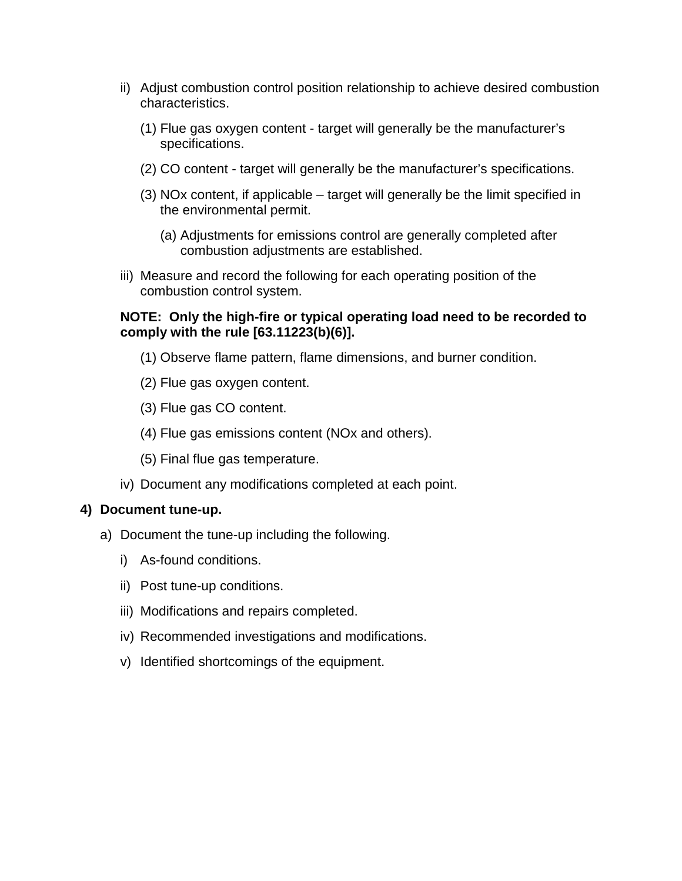ii) Adjust combustion control position relationship to achieve desired combustion characteristics.

(1) Flue gas oxygen content - target will generally be the manufacturer's specifications.

(2) CO content - target will generally be the manufacturer's specifications.

(3) NOx content, if applicable – target will generally be the limit specified in the environmental permit.

(a) Adjustments for emissions control are generally completed after combustion adjustments are established.

iii) Measure and record the following for each operating position of the combustion control system.

**NOTE: Only the high-fire or typical operating load need to be recorded to comply with the rule [63.11223(b)(6)].**

(1) Observe flame pattern, flame dimensions, and burner condition.

(2) Flue gas oxygen content.

(3) Flue gas CO content.

(4) Flue gas emissions content (NOx and others).

(5) Final flue gas temperature.

iv) Document any modifications completed at each point.

**4) Document tune-up.**

a) Document the tune-up including the following.

i) As-found conditions.

ii) Post tune-up conditions.

iii) Modifications and repairs completed.

iv) Recommended investigations and modifications.

v) Identified shortcomings of the equipment.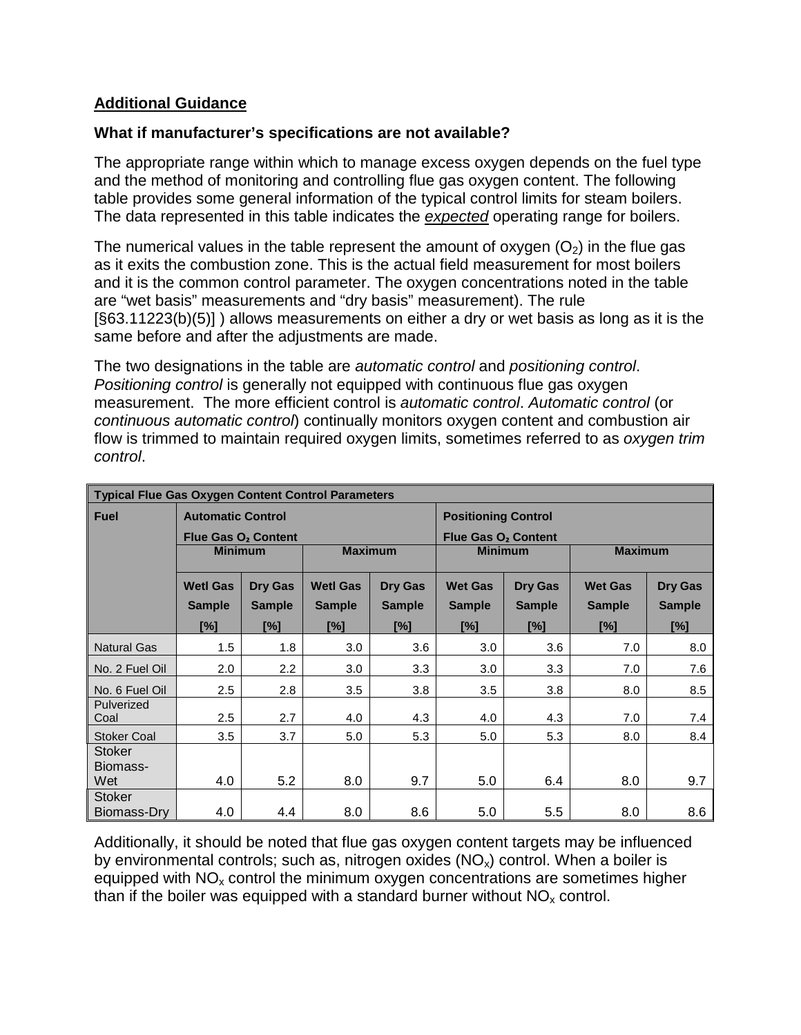## Additional Guidance

### What if manufacturer's specifications are not available?

The appropriate range within which to manage excess oxygen depends on the fuel type and the method of monitoring and controlling flue gas oxygen content. The following table provides some general information of the typical control limits for steam boilers. The data represented in this table indicates the ***expected*** operating range for boilers.

The numerical values in the table represent the amount of oxygen ($O_2$) in the flue gas as it exits the combustion zone. This is the actual field measurement for most boilers and it is the common control parameter. The oxygen concentrations noted in the table are "wet basis" measurements and "dry basis" measurement). The rule [§63.11223(b)(5)] ) allows measurements on either a dry or wet basis as long as it is the same before and after the adjustments are made.

The two designations in the table are *automatic control* and *positioning control*. *Positioning control* is generally not equipped with continuous flue gas oxygen measurement. The more efficient control is *automatic control*. *Automatic control* (or *continuous automatic control*) continually monitors oxygen content and combustion air flow is trimmed to maintain required oxygen limits, sometimes referred to as *oxygen trim control*.

| Typical Flue Gas Oxygen Content Control Parameters | | | | | | | | |
|---|---|---|---|---|---|---|---|---|
| Fuel | Automatic Control Flue Gas $O_2$ Content | | | | Positioning Control Flue Gas $O_2$ Content | | | |
| | Minimum | | Maximum | | Minimum | | Maximum | |
| | Wetl Gas Sample [%] | Dry Gas Sample [%] | Wetl Gas Sample [%] | Dry Gas Sample [%] | Wet Gas Sample [%] | Dry Gas Sample [%] | Wet Gas Sample [%] | Dry Gas Sample [%] |
| Natural Gas | 1.5 | 1.8 | 3.0 | 3.6 | 3.0 | 3.6 | 7.0 | 8.0 |
| No. 2 Fuel Oil | 2.0 | 2.2 | 3.0 | 3.3 | 3.0 | 3.3 | 7.0 | 7.6 |
| No. 6 Fuel Oil | 2.5 | 2.8 | 3.5 | 3.8 | 3.5 | 3.8 | 8.0 | 8.5 |
| Pulverized Coal | 2.5 | 2.7 | 4.0 | 4.3 | 4.0 | 4.3 | 7.0 | 7.4 |
| Stoker Coal | 3.5 | 3.7 | 5.0 | 5.3 | 5.0 | 5.3 | 8.0 | 8.4 |
| Stoker Biomass-Wet | 4.0 | 5.2 | 8.0 | 9.7 | 5.0 | 6.4 | 8.0 | 9.7 |
| Stoker Biomass-Dry | 4.0 | 4.4 | 8.0 | 8.6 | 5.0 | 5.5 | 8.0 | 8.6 |

Additionally, it should be noted that flue gas oxygen content targets may be influenced by environmental controls; such as, nitrogen oxides ($NO_x$) control. When a boiler is equipped with $NO_x$ control the minimum oxygen concentrations are sometimes higher than if the boiler was equipped with a standard burner without $NO_x$ control.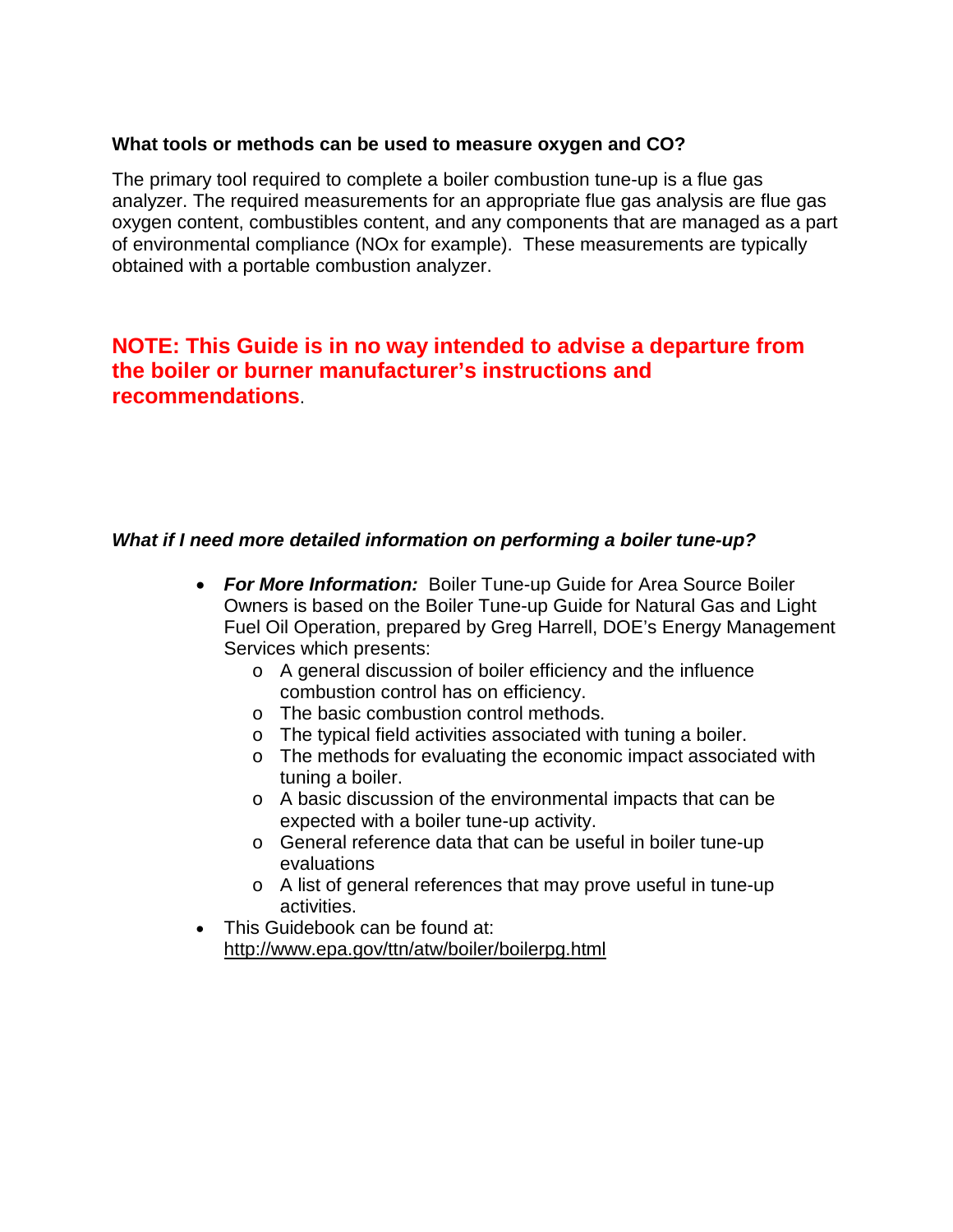**What tools or methods can be used to measure oxygen and CO?**

The primary tool required to complete a boiler combustion tune-up is a flue gas analyzer. The required measurements for an appropriate flue gas analysis are flue gas oxygen content, combustibles content, and any components that are managed as a part of environmental compliance ($NO_x$ for example). These measurements are typically obtained with a portable combustion analyzer.

**NOTE: This Guide is in no way intended to advise a departure from the boiler or burner manufacturer's instructions and recommendations**.

***What if I need more detailed information on performing a boiler tune-up?***

- ***For More Information:*** Boiler Tune-up Guide for Area Source Boiler Owners is based on the Boiler Tune-up Guide for Natural Gas and Light Fuel Oil Operation, prepared by Greg Harrell, DOE's Energy Management Services which presents:
    - A general discussion of boiler efficiency and the influence combustion control has on efficiency.
    - The basic combustion control methods.
    - The typical field activities associated with tuning a boiler.
    - The methods for evaluating the economic impact associated with tuning a boiler.
    - A basic discussion of the environmental impacts that can be expected with a boiler tune-up activity.
    - General reference data that can be useful in boiler tune-up evaluations
    - A list of general references that may prove useful in tune-up activities.
- This Guidebook can be found at: http://www.epa.gov/ttn/atw/boiler/boilerpg.html